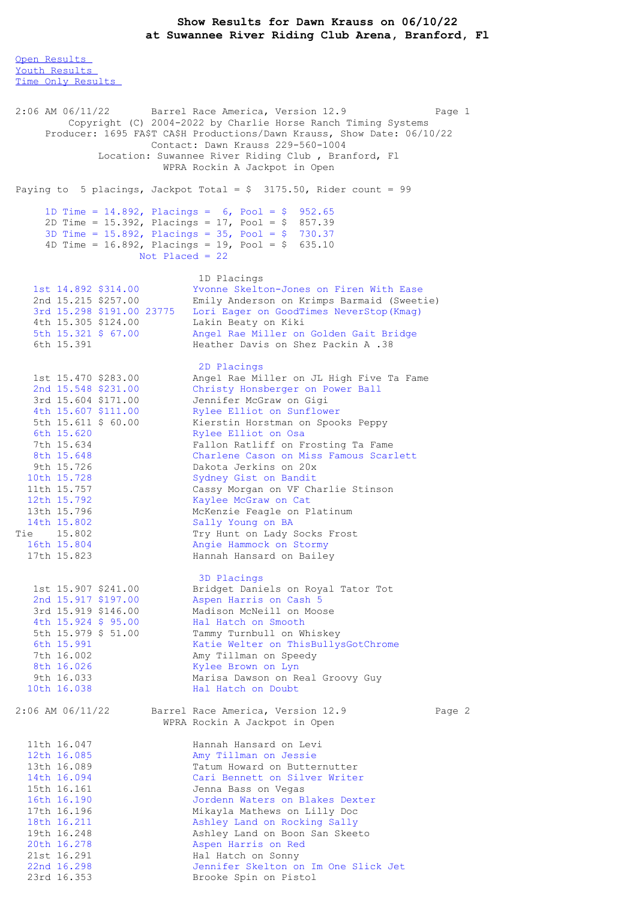# Show Results for Dawn Krauss on 06/10/22
## at Suwannee River Riding Club Arena, Branford, Fl

Open Results
Youth Results
Time Only Results

2:06 AM 06/11/22 Barrel Race America, Version 12.9
Copyright (C) 2004-2022 by Charlie Horse Ranch Timing Systems
Producer: 1695 FA$T CA$H Productions/Dawn Krauss, Show Date: 06/10/22
Contact: Dawn Krauss 229-560-1004
Location: Suwannee River Riding Club , Branford, Fl
WPRA Rockin A Jackpot in Open

Paying to 5 placings, Jackpot Total = $ 3175.50, Rider count = 99

1D Time = 14.892, Placings = 6, Pool = $ 952.65
2D Time = 15.392, Placings = 17, Pool = $ 857.39
3D Time = 15.892, Placings = 35, Pool = $ 730.37
4D Time = 16.892, Placings = 19, Pool = $ 635.10
Not Placed = 22

### 1D Placings

| Place | Time | Payout | | Rider |
|---|---|---|---|---|
| 1st | 14.892 | $314.00 | | Yvonne Skelton-Jones on Firen With Ease |
| 2nd | 15.215 | $257.00 | | Emily Anderson on Krimps Barmaid (Sweetie) |
| 3rd | 15.298 | $191.00 | 23775 | Lori Eager on GoodTimes NeverStop(Kmag) |
| 4th | 15.305 | $124.00 | | Lakin Beaty on Kiki |
| 5th | 15.321 | $ 67.00 | | Angel Rae Miller on Golden Gait Bridge |
| 6th | 15.391 | | | Heather Davis on Shez Packin A .38 |

### 2D Placings

| Place | Time | Payout | Rider |
|---|---|---|---|
| 1st | 15.470 | $283.00 | Angel Rae Miller on JL High Five Ta Fame |
| 2nd | 15.548 | $231.00 | Christy Honsberger on Power Ball |
| 3rd | 15.604 | $171.00 | Jennifer McGraw on Gigi |
| 4th | 15.607 | $111.00 | Rylee Elliot on Sunflower |
| 5th | 15.611 | $ 60.00 | Kierstin Horstman on Spooks Peppy |
| 6th | 15.620 | | Rylee Elliot on Osa |
| 7th | 15.634 | | Fallon Ratliff on Frosting Ta Fame |
| 8th | 15.648 | | Charlene Cason on Miss Famous Scarlett |
| 9th | 15.726 | | Dakota Jerkins on 20x |
| 10th | 15.728 | | Sydney Gist on Bandit |
| 11th | 15.757 | | Cassy Morgan on VF Charlie Stinson |
| 12th | 15.792 | | Kaylee McGraw on Cat |
| 13th | 15.796 | | McKenzie Feagle on Platinum |
| 14th | 15.802 | | Sally Young on BA |
| Tie | 15.802 | | Try Hunt on Lady Socks Frost |
| 16th | 15.804 | | Angie Hammock on Stormy |
| 17th | 15.823 | | Hannah Hansard on Bailey |

### 3D Placings

| Place | Time | Payout | Rider |
|---|---|---|---|
| 1st | 15.907 | $241.00 | Bridget Daniels on Royal Tator Tot |
| 2nd | 15.917 | $197.00 | Aspen Harris on Cash 5 |
| 3rd | 15.919 | $146.00 | Madison McNeill on Moose |
| 4th | 15.924 | $ 95.00 | Hal Hatch on Smooth |
| 5th | 15.979 | $ 51.00 | Tammy Turnbull on Whiskey |
| 6th | 15.991 | | Katie Welter on ThisBullysGotChrome |
| 7th | 16.002 | | Amy Tillman on Speedy |
| 8th | 16.026 | | Kylee Brown on Lyn |
| 9th | 16.033 | | Marisa Dawson on Real Groovy Guy |
| 10th | 16.038 | | Hal Hatch on Doubt |
| 11th | 16.047 | | Hannah Hansard on Levi |
| 12th | 16.085 | | Amy Tillman on Jessie |
| 13th | 16.089 | | Tatum Howard on Butternutter |
| 14th | 16.094 | | Cari Bennett on Silver Writer |
| 15th | 16.161 | | Jenna Bass on Vegas |
| 16th | 16.190 | | Jordenn Waters on Blakes Dexter |
| 17th | 16.196 | | Mikayla Mathews on Lilly Doc |
| 18th | 16.211 | | Ashley Land on Rocking Sally |
| 19th | 16.248 | | Ashley Land on Boon San Skeeto |
| 20th | 16.278 | | Aspen Harris on Red |
| 21st | 16.291 | | Hal Hatch on Sonny |
| 22nd | 16.298 | | Jennifer Skelton on Im One Slick Jet |
| 23rd | 16.353 | | Brooke Spin on Pistol |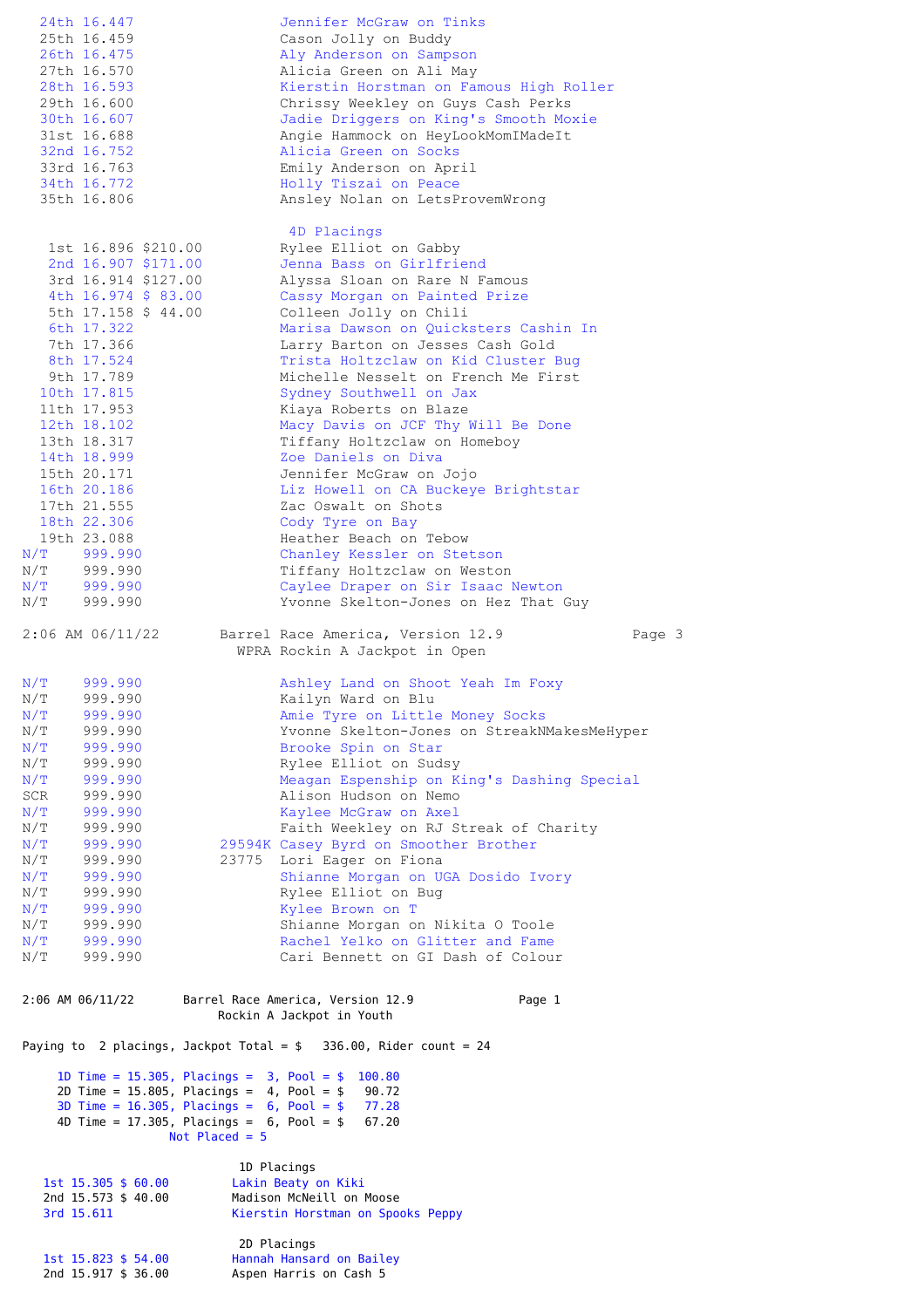| Place | Time | Rider |
|---|---|---|
| 24th | 16.447 | Jennifer McGraw on Tinks |
| 25th | 16.459 | Cason Jolly on Buddy |
| 26th | 16.475 | Aly Anderson on Sampson |
| 27th | 16.570 | Alicia Green on Ali May |
| 28th | 16.593 | Kierstin Horstman on Famous High Roller |
| 29th | 16.600 | Chrissy Weekley on Guys Cash Perks |
| 30th | 16.607 | Jadie Driggers on King's Smooth Moxie |
| 31st | 16.688 | Angie Hammock on HeyLookMomIMadeIt |
| 32nd | 16.752 | Alicia Green on Socks |
| 33rd | 16.763 | Emily Anderson on April |
| 34th | 16.772 | Holly Tiszai on Peace |
| 35th | 16.806 | Ansley Nolan on LetsProvemWrong |

**4D Placings**

| Place | Time | Payout | Number | Rider |
|---|---|---|---|---|
| 1st | 16.896 | $210.00 | | Rylee Elliot on Gabby |
| 2nd | 16.907 | $171.00 | | Jenna Bass on Girlfriend |
| 3rd | 16.914 | $127.00 | | Alyssa Sloan on Rare N Famous |
| 4th | 16.974 | $ 83.00 | | Cassy Morgan on Painted Prize |
| 5th | 17.158 | $ 44.00 | | Colleen Jolly on Chili |
| 6th | 17.322 | | | Marisa Dawson on Quicksters Cashin In |
| 7th | 17.366 | | | Larry Barton on Jesses Cash Gold |
| 8th | 17.524 | | | Trista Holtzclaw on Kid Cluster Bug |
| 9th | 17.789 | | | Michelle Nesselt on French Me First |
| 10th | 17.815 | | | Sydney Southwell on Jax |
| 11th | 17.953 | | | Kiaya Roberts on Blaze |
| 12th | 18.102 | | | Macy Davis on JCF Thy Will Be Done |
| 13th | 18.317 | | | Tiffany Holtzclaw on Homeboy |
| 14th | 18.999 | | | Zoe Daniels on Diva |
| 15th | 20.171 | | | Jennifer McGraw on Jojo |
| 16th | 20.186 | | | Liz Howell on CA Buckeye Brightstar |
| 17th | 21.555 | | | Zac Oswalt on Shots |
| 18th | 22.306 | | | Cody Tyre on Bay |
| 19th | 23.088 | | | Heather Beach on Tebow |
| N/T | 999.990 | | | Chanley Kessler on Stetson |
| N/T | 999.990 | | | Tiffany Holtzclaw on Weston |
| N/T | 999.990 | | | Caylee Draper on Sir Isaac Newton |
| N/T | 999.990 | | | Yvonne Skelton-Jones on Hez That Guy |

2:06 AM 06/11/22 Barrel Race America, Version 12.9 Page 3

WPRA Rockin A Jackpot in Open

| Place | Time | Number | Rider |
|---|---|---|---|
| N/T | 999.990 | | Ashley Land on Shoot Yeah Im Foxy |
| N/T | 999.990 | | Kailyn Ward on Blu |
| N/T | 999.990 | | Amie Tyre on Little Money Socks |
| N/T | 999.990 | | Yvonne Skelton-Jones on StreakNMakesMeHyper |
| N/T | 999.990 | | Brooke Spin on Star |
| N/T | 999.990 | | Rylee Elliot on Sudsy |
| N/T | 999.990 | | Meagan Espenship on King's Dashing Special |
| SCR | 999.990 | | Alison Hudson on Nemo |
| N/T | 999.990 | | Kaylee McGraw on Axel |
| N/T | 999.990 | | Faith Weekley on RJ Streak of Charity |
| N/T | 999.990 | 29594K | Casey Byrd on Smoother Brother |
| N/T | 999.990 | 23775 | Lori Eager on Fiona |
| N/T | 999.990 | | Shianne Morgan on UGA Dosido Ivory |
| N/T | 999.990 | | Rylee Elliot on Bug |
| N/T | 999.990 | | Kylee Brown on T |
| N/T | 999.990 | | Shianne Morgan on Nikita O Toole |
| N/T | 999.990 | | Rachel Yelko on Glitter and Fame |
| N/T | 999.990 | | Cari Bennett on GI Dash of Colour |

2:06 AM 06/11/22 Barrel Race America, Version 12.9 Page 1

Rockin A Jackpot in Youth

Paying to 2 placings, Jackpot Total = $ 336.00, Rider count = 24

1D Time = 15.305, Placings = 3, Pool = $ 100.80
2D Time = 15.805, Placings = 4, Pool = $ 90.72
3D Time = 16.305, Placings = 6, Pool = $ 77.28
4D Time = 17.305, Placings = 6, Pool = $ 67.20
Not Placed = 5

**1D Placings**

| Place | Time | Payout | Rider |
|---|---|---|---|
| 1st | 15.305 | $ 60.00 | Lakin Beaty on Kiki |
| 2nd | 15.573 | $ 40.00 | Madison McNeill on Moose |
| 3rd | 15.611 | | Kierstin Horstman on Spooks Peppy |

**2D Placings**

| Place | Time | Payout | Rider |
|---|---|---|---|
| 1st | 15.823 | $ 54.00 | Hannah Hansard on Bailey |
| 2nd | 15.917 | $ 36.00 | Aspen Harris on Cash 5 |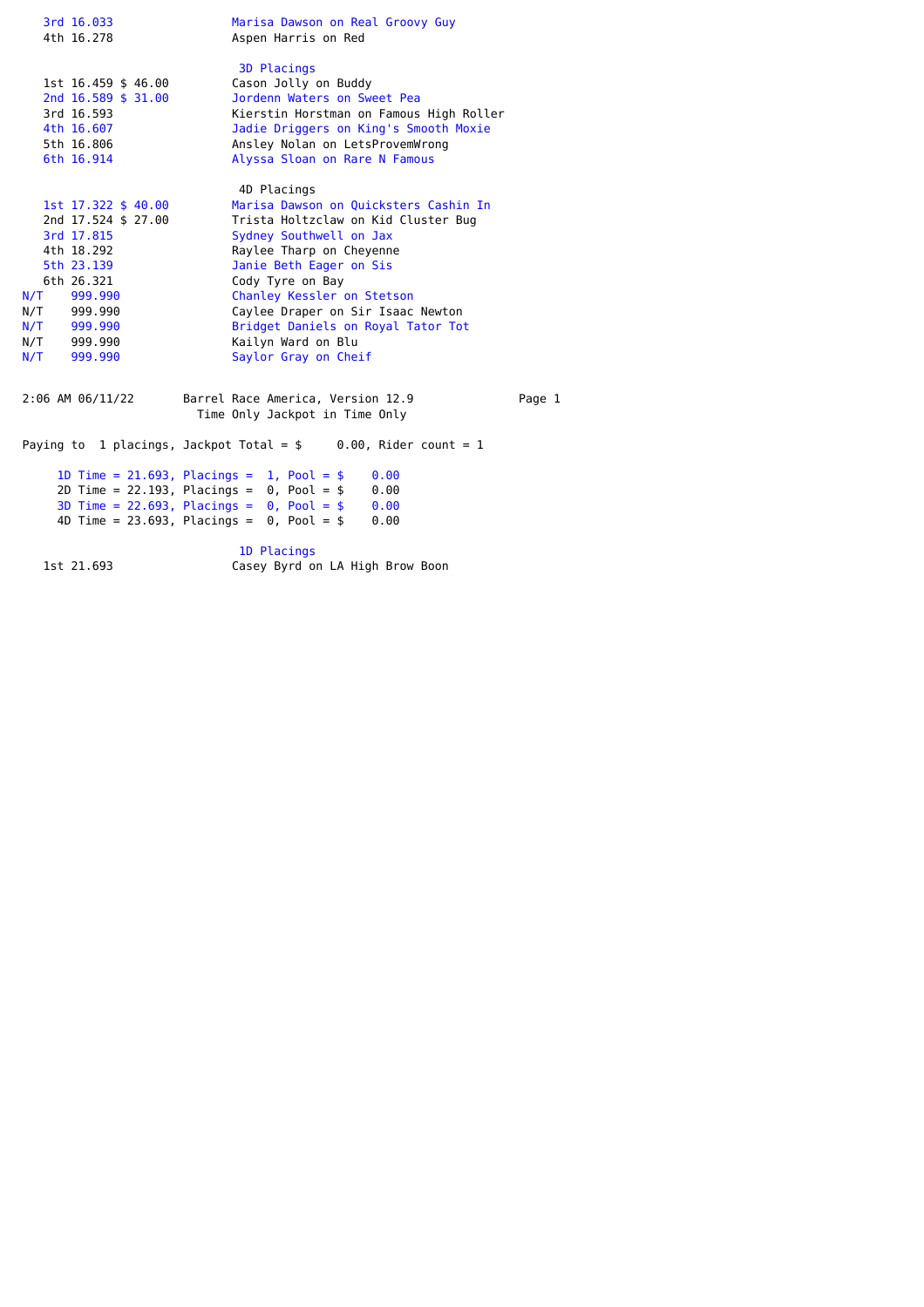| | | |
|---|---|---|
| 3rd | 16.033 | Marisa Dawson on Real Groovy Guy |
| 4th | 16.278 | Aspen Harris on Red |

### 3D Placings

| | | | |
|---|---|---|---|
| 1st | 16.459 | $ 46.00 | Cason Jolly on Buddy |
| 2nd | 16.589 | $ 31.00 | Jordenn Waters on Sweet Pea |
| 3rd | 16.593 | | Kierstin Horstman on Famous High Roller |
| 4th | 16.607 | | Jadie Driggers on King's Smooth Moxie |
| 5th | 16.806 | | Ansley Nolan on LetsProvemWrong |
| 6th | 16.914 | | Alyssa Sloan on Rare N Famous |

### 4D Placings

| | | | |
|---|---|---|---|
| 1st | 17.322 | $ 40.00 | Marisa Dawson on Quicksters Cashin In |
| 2nd | 17.524 | $ 27.00 | Trista Holtzclaw on Kid Cluster Bug |
| 3rd | 17.815 | | Sydney Southwell on Jax |
| 4th | 18.292 | | Raylee Tharp on Cheyenne |
| 5th | 23.139 | | Janie Beth Eager on Sis |
| 6th | 26.321 | | Cody Tyre on Bay |
| N/T | 999.990 | | Chanley Kessler on Stetson |
| N/T | 999.990 | | Caylee Draper on Sir Isaac Newton |
| N/T | 999.990 | | Bridget Daniels on Royal Tator Tot |
| N/T | 999.990 | | Kailyn Ward on Blu |
| N/T | 999.990 | | Saylor Gray on Cheif |

2:06 AM 06/11/22 Barrel Race America, Version 12.9

Time Only Jackpot in Time Only

Paying to 1 placings, Jackpot Total = $ 0.00, Rider count = 1

1D Time = 21.693, Placings = 1, Pool = $ 0.00
2D Time = 22.193, Placings = 0, Pool = $ 0.00
3D Time = 22.693, Placings = 0, Pool = $ 0.00
4D Time = 23.693, Placings = 0, Pool = $ 0.00

### 1D Placings

| | | |
|---|---|---|
| 1st | 21.693 | Casey Byrd on LA High Brow Boon |